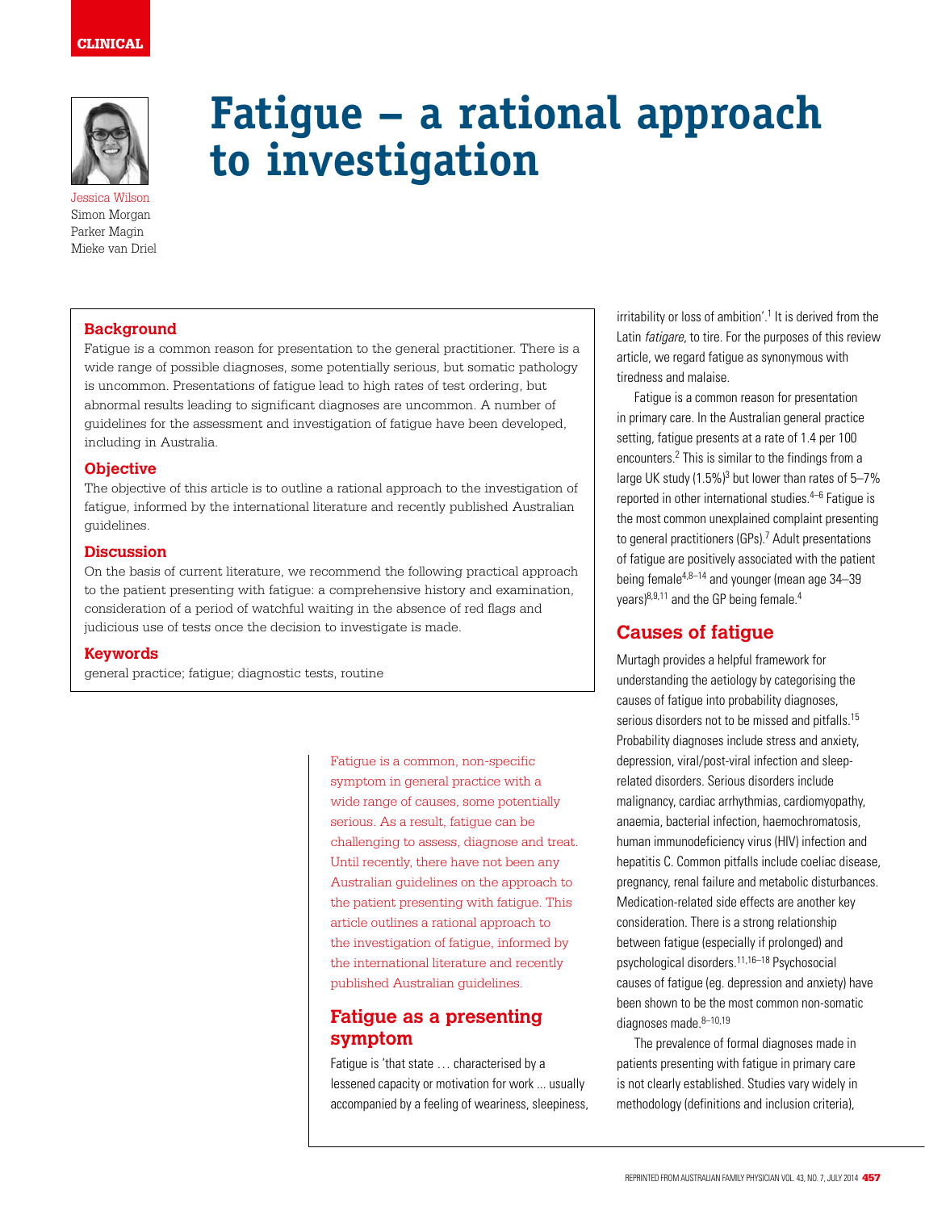CLINICAL

# Fatigue – a rational approach to investigation

Jessica Wilson
Simon Morgan
Parker Magin
Mieke van Driel

## Background

Fatigue is a common reason for presentation to the general practitioner. There is a wide range of possible diagnoses, some potentially serious, but somatic pathology is uncommon. Presentations of fatigue lead to high rates of test ordering, but abnormal results leading to significant diagnoses are uncommon. A number of guidelines for the assessment and investigation of fatigue have been developed, including in Australia.

## Objective

The objective of this article is to outline a rational approach to the investigation of fatigue, informed by the international literature and recently published Australian guidelines.

## Discussion

On the basis of current literature, we recommend the following practical approach to the patient presenting with fatigue: a comprehensive history and examination, consideration of a period of watchful waiting in the absence of red flags and judicious use of tests once the decision to investigate is made.

## Keywords

general practice; fatigue; diagnostic tests, routine

Fatigue is a common, non-specific symptom in general practice with a wide range of causes, some potentially serious. As a result, fatigue can be challenging to assess, diagnose and treat. Until recently, there have not been any Australian guidelines on the approach to the patient presenting with fatigue. This article outlines a rational approach to the investigation of fatigue, informed by the international literature and recently published Australian guidelines.

## Fatigue as a presenting symptom

Fatigue is 'that state … characterised by a lessened capacity or motivation for work ... usually accompanied by a feeling of weariness, sleepiness, irritability or loss of ambition'.[1] It is derived from the Latin *fatigare*, to tire. For the purposes of this review article, we regard fatigue as synonymous with tiredness and malaise.

Fatigue is a common reason for presentation in primary care. In the Australian general practice setting, fatigue presents at a rate of 1.4 per 100 encounters.[2] This is similar to the findings from a large UK study (1.5%)[3] but lower than rates of 5–7% reported in other international studies.[4–6] Fatigue is the most common unexplained complaint presenting to general practitioners (GPs).[7] Adult presentations of fatigue are positively associated with the patient being female[4,8–14] and younger (mean age 34–39 years)[8,9,11] and the GP being female.[4]

## Causes of fatigue

Murtagh provides a helpful framework for understanding the aetiology by categorising the causes of fatigue into probability diagnoses, serious disorders not to be missed and pitfalls.[15] Probability diagnoses include stress and anxiety, depression, viral/post-viral infection and sleep-related disorders. Serious disorders include malignancy, cardiac arrhythmias, cardiomyopathy, anaemia, bacterial infection, haemochromatosis, human immunodeficiency virus (HIV) infection and hepatitis C. Common pitfalls include coeliac disease, pregnancy, renal failure and metabolic disturbances. Medication-related side effects are another key consideration. There is a strong relationship between fatigue (especially if prolonged) and psychological disorders.[11,16–18] Psychosocial causes of fatigue (eg. depression and anxiety) have been shown to be the most common non-somatic diagnoses made.[8–10,19]

The prevalence of formal diagnoses made in patients presenting with fatigue in primary care is not clearly established. Studies vary widely in methodology (definitions and inclusion criteria),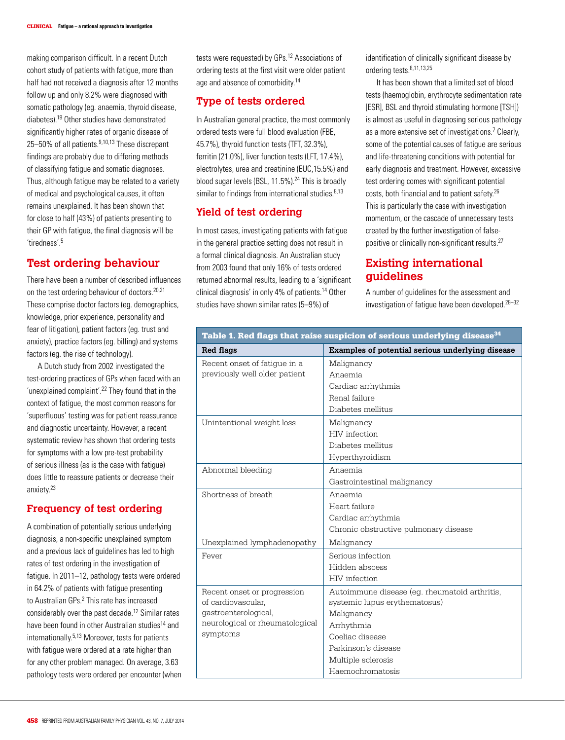making comparison difficult. In a recent Dutch cohort study of patients with fatigue, more than half had not received a diagnosis after 12 months follow up and only 8.2% were diagnosed with somatic pathology (eg. anaemia, thyroid disease, diabetes).[19] Other studies have demonstrated significantly higher rates of organic disease of 25–50% of all patients.[9,10,13] These discrepant findings are probably due to differing methods of classifying fatigue and somatic diagnoses. Thus, although fatigue may be related to a variety of medical and psychological causes, it often remains unexplained. It has been shown that for close to half (43%) of patients presenting to their GP with fatigue, the final diagnosis will be 'tiredness'.[5]

## Test ordering behaviour

There have been a number of described influences on the test ordering behaviour of doctors.[20,21] These comprise doctor factors (eg. demographics, knowledge, prior experience, personality and fear of litigation), patient factors (eg. trust and anxiety), practice factors (eg. billing) and systems factors (eg. the rise of technology).

A Dutch study from 2002 investigated the test-ordering practices of GPs when faced with an 'unexplained complaint'.[22] They found that in the context of fatigue, the most common reasons for 'superfluous' testing was for patient reassurance and diagnostic uncertainty. However, a recent systematic review has shown that ordering tests for symptoms with a low pre-test probability of serious illness (as is the case with fatigue) does little to reassure patients or decrease their anxiety.[23]

### Frequency of test ordering

A combination of potentially serious underlying diagnosis, a non-specific unexplained symptom and a previous lack of guidelines has led to high rates of test ordering in the investigation of fatigue. In 2011–12, pathology tests were ordered in 64.2% of patients with fatigue presenting to Australian GPs.[2] This rate has increased considerably over the past decade.[12] Similar rates have been found in other Australian studies[14] and internationally.[5,13] Moreover, tests for patients with fatigue were ordered at a rate higher than for any other problem managed. On average, 3.63 pathology tests were ordered per encounter (when tests were requested) by GPs.[12] Associations of ordering tests at the first visit were older patient age and absence of comorbidity.[14]

### Type of tests ordered

In Australian general practice, the most commonly ordered tests were full blood evaluation (FBE, 45.7%), thyroid function tests (TFT, 32.3%), ferritin (21.0%), liver function tests (LFT, 17.4%), electrolytes, urea and creatinine (EUC,15.5%) and blood sugar levels (BSL, 11.5%).[24] This is broadly similar to findings from international studies.[8,13]

### Yield of test ordering

In most cases, investigating patients with fatigue in the general practice setting does not result in a formal clinical diagnosis. An Australian study from 2003 found that only 16% of tests ordered returned abnormal results, leading to a 'significant clinical diagnosis' in only 4% of patients.[14] Other studies have shown similar rates (5–9%) of identification of clinically significant disease by ordering tests.[8,11,13,25]

It has been shown that a limited set of blood tests (haemoglobin, erythrocyte sedimentation rate [ESR], BSL and thyroid stimulating hormone [TSH]) is almost as useful in diagnosing serious pathology as a more extensive set of investigations.[7] Clearly, some of the potential causes of fatigue are serious and life-threatening conditions with potential for early diagnosis and treatment. However, excessive test ordering comes with significant potential costs, both financial and to patient safety.[26] This is particularly the case with investigation momentum, or the cascade of unnecessary tests created by the further investigation of false-positive or clinically non-significant results.[27]

## Existing international guidelines

A number of guidelines for the assessment and investigation of fatigue have been developed.[28–32]

**Table 1. Red flags that raise suspicion of serious underlying disease[34]**

| Red flags | Examples of potential serious underlying disease |
|---|---|
| Recent onset of fatigue in a previously well older patient | Malignancy<br>Anaemia<br>Cardiac arrhythmia<br>Renal failure<br>Diabetes mellitus |
| Unintentional weight loss | Malignancy<br>HIV infection<br>Diabetes mellitus<br>Hyperthyroidism |
| Abnormal bleeding | Anaemia<br>Gastrointestinal malignancy |
| Shortness of breath | Anaemia<br>Heart failure<br>Cardiac arrhythmia<br>Chronic obstructive pulmonary disease |
| Unexplained lymphadenopathy | Malignancy |
| Fever | Serious infection<br>Hidden abscess<br>HIV infection |
| Recent onset or progression of cardiovascular, gastroenterological, neurological or rheumatological symptoms | Autoimmune disease (eg. rheumatoid arthritis, systemic lupus erythematosus)<br>Malignancy<br>Arrhythmia<br>Coeliac disease<br>Parkinson's disease<br>Multiple sclerosis<br>Haemochromatosis |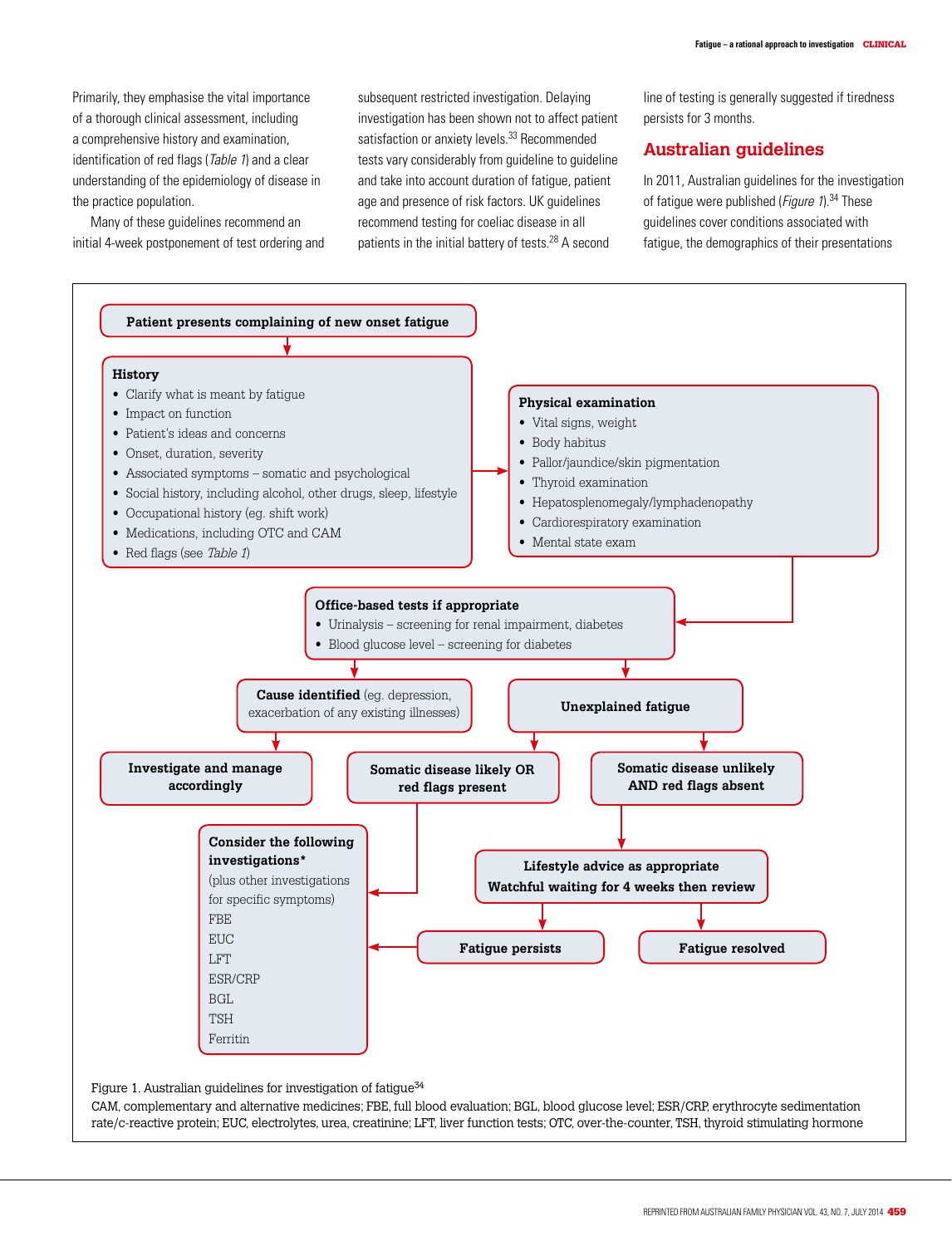Primarily, they emphasise the vital importance of a thorough clinical assessment, including a comprehensive history and examination, identification of red flags (*Table 1*) and a clear understanding of the epidemiology of disease in the practice population.

Many of these guidelines recommend an initial 4-week postponement of test ordering and subsequent restricted investigation. Delaying investigation has been shown not to affect patient satisfaction or anxiety levels.[33] Recommended tests vary considerably from guideline to guideline and take into account duration of fatigue, patient age and presence of risk factors. UK guidelines recommend testing for coeliac disease in all patients in the initial battery of tests.[28] A second line of testing is generally suggested if tiredness persists for 3 months.

## Australian guidelines

In 2011, Australian guidelines for the investigation of fatigue were published (*Figure 1*).[34] These guidelines cover conditions associated with fatigue, the demographics of their presentations

**Patient presents complaining of new onset fatigue**

**History**
- Clarify what is meant by fatigue
- Impact on function
- Patient's ideas and concerns
- Onset, duration, severity
- Associated symptoms – somatic and psychological
- Social history, including alcohol, other drugs, sleep, lifestyle
- Occupational history (eg. shift work)
- Medications, including OTC and CAM
- Red flags (see *Table 1*)

**Physical examination**
- Vital signs, weight
- Body habitus
- Pallor/jaundice/skin pigmentation
- Thyroid examination
- Hepatosplenomegaly/lymphadenopathy
- Cardiorespiratory examination
- Mental state exam

**Office-based tests if appropriate**
- Urinalysis – screening for renal impairment, diabetes
- Blood glucose level – screening for diabetes

**Cause identified** (eg. depression, exacerbation of any existing illnesses)

**Unexplained fatigue**

**Investigate and manage accordingly**

**Somatic disease likely OR red flags present**

**Somatic disease unlikely AND red flags absent**

**Consider the following investigations***
(plus other investigations for specific symptoms)
FBE
EUC
LFT
ESR/CRP
BGL
TSH
Ferritin

**Lifestyle advice as appropriate**
**Watchful waiting for 4 weeks then review**

**Fatigue persists**

**Fatigue resolved**

Figure 1. Australian guidelines for investigation of fatigue[34]
CAM, complementary and alternative medicines; FBE, full blood evaluation; BGL, blood glucose level; ESR/CRP, erythrocyte sedimentation rate/c-reactive protein; EUC, electrolytes, urea, creatinine; LFT, liver function tests; OTC, over-the-counter, TSH, thyroid stimulating hormone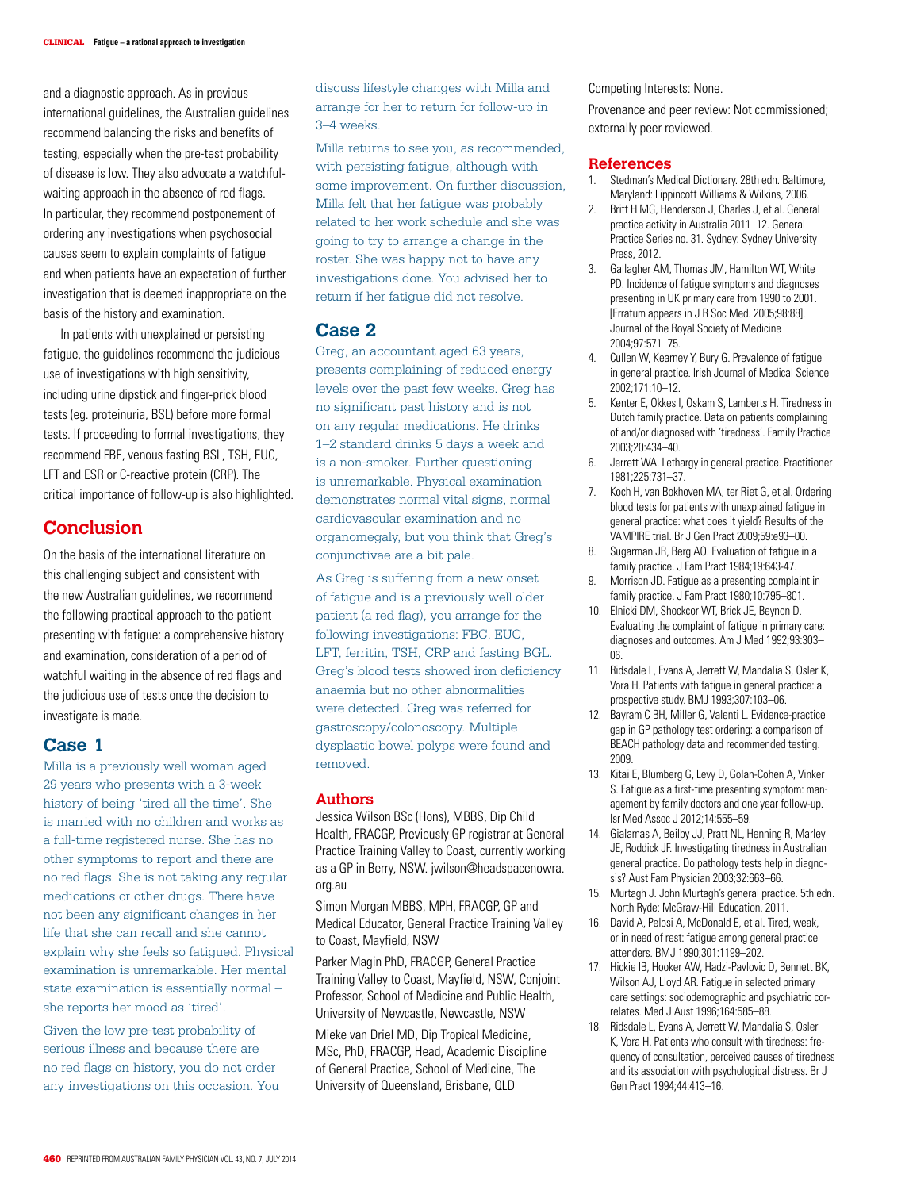and a diagnostic approach. As in previous international guidelines, the Australian guidelines recommend balancing the risks and benefits of testing, especially when the pre-test probability of disease is low. They also advocate a watchful-waiting approach in the absence of red flags. In particular, they recommend postponement of ordering any investigations when psychosocial causes seem to explain complaints of fatigue and when patients have an expectation of further investigation that is deemed inappropriate on the basis of the history and examination.

In patients with unexplained or persisting fatigue, the guidelines recommend the judicious use of investigations with high sensitivity, including urine dipstick and finger-prick blood tests (eg. proteinuria, BSL) before more formal tests. If proceeding to formal investigations, they recommend FBE, venous fasting BSL, TSH, EUC, LFT and ESR or C-reactive protein (CRP). The critical importance of follow-up is also highlighted.

## Conclusion

On the basis of the international literature on this challenging subject and consistent with the new Australian guidelines, we recommend the following practical approach to the patient presenting with fatigue: a comprehensive history and examination, consideration of a period of watchful waiting in the absence of red flags and the judicious use of tests once the decision to investigate is made.

## Case 1

Milla is a previously well woman aged 29 years who presents with a 3-week history of being 'tired all the time'. She is married with no children and works as a full-time registered nurse. She has no other symptoms to report and there are no red flags. She is not taking any regular medications or other drugs. There have not been any significant changes in her life that she can recall and she cannot explain why she feels so fatigued. Physical examination is unremarkable. Her mental state examination is essentially normal – she reports her mood as 'tired'.

Given the low pre-test probability of serious illness and because there are no red flags on history, you do not order any investigations on this occasion. You discuss lifestyle changes with Milla and arrange for her to return for follow-up in 3–4 weeks.

Milla returns to see you, as recommended, with persisting fatigue, although with some improvement. On further discussion, Milla felt that her fatigue was probably related to her work schedule and she was going to try to arrange a change in the roster. She was happy not to have any investigations done. You advised her to return if her fatigue did not resolve.

## Case 2

Greg, an accountant aged 63 years, presents complaining of reduced energy levels over the past few weeks. Greg has no significant past history and is not on any regular medications. He drinks 1–2 standard drinks 5 days a week and is a non-smoker. Further questioning is unremarkable. Physical examination demonstrates normal vital signs, normal cardiovascular examination and no organomegaly, but you think that Greg's conjunctivae are a bit pale.

As Greg is suffering from a new onset of fatigue and is a previously well older patient (a red flag), you arrange for the following investigations: FBC, EUC, LFT, ferritin, TSH, CRP and fasting BGL. Greg's blood tests showed iron deficiency anaemia but no other abnormalities were detected. Greg was referred for gastroscopy/colonoscopy. Multiple dysplastic bowel polyps were found and removed.

### Authors

Jessica Wilson BSc (Hons), MBBS, Dip Child Health, FRACGP, Previously GP registrar at General Practice Training Valley to Coast, currently working as a GP in Berry, NSW. jwilson@headspacenowra.org.au

Simon Morgan MBBS, MPH, FRACGP, GP and Medical Educator, General Practice Training Valley to Coast, Mayfield, NSW

Parker Magin PhD, FRACGP, General Practice Training Valley to Coast, Mayfield, NSW, Conjoint Professor, School of Medicine and Public Health, University of Newcastle, Newcastle, NSW

Mieke van Driel MD, Dip Tropical Medicine, MSc, PhD, FRACGP, Head, Academic Discipline of General Practice, School of Medicine, The University of Queensland, Brisbane, QLD

Competing Interests: None.

Provenance and peer review: Not commissioned; externally peer reviewed.

## References

1. Stedman's Medical Dictionary. 28th edn. Baltimore, Maryland: Lippincott Williams & Wilkins, 2006.
2. Britt H MG, Henderson J, Charles J, et al. General practice activity in Australia 2011–12. General Practice Series no. 31. Sydney: Sydney University Press, 2012.
3. Gallagher AM, Thomas JM, Hamilton WT, White PD. Incidence of fatigue symptoms and diagnoses presenting in UK primary care from 1990 to 2001. [Erratum appears in J R Soc Med. 2005;98:88]. Journal of the Royal Society of Medicine 2004;97:571–75.
4. Cullen W, Kearney Y, Bury G. Prevalence of fatigue in general practice. Irish Journal of Medical Science 2002;171:10–12.
5. Kenter E, Okkes I, Oskam S, Lamberts H. Tiredness in Dutch family practice. Data on patients complaining of and/or diagnosed with 'tiredness'. Family Practice 2003;20:434–40.
6. Jerrett WA. Lethargy in general practice. Practitioner 1981;225:731–37.
7. Koch H, van Bokhoven MA, ter Riet G, et al. Ordering blood tests for patients with unexplained fatigue in general practice: what does it yield? Results of the VAMPIRE trial. Br J Gen Pract 2009;59:e93–00.
8. Sugarman JR, Berg AO. Evaluation of fatigue in a family practice. J Fam Pract 1984;19:643-47.
9. Morrison JD. Fatigue as a presenting complaint in family practice. J Fam Pract 1980;10:795–801.
10. Elnicki DM, Shockcor WT, Brick JE, Beynon D. Evaluating the complaint of fatigue in primary care: diagnoses and outcomes. Am J Med 1992;93:303–06.
11. Ridsdale L, Evans A, Jerrett W, Mandalia S, Osler K, Vora H. Patients with fatigue in general practice: a prospective study. BMJ 1993;307:103–06.
12. Bayram C BH, Miller G, Valenti L. Evidence-practice gap in GP pathology test ordering: a comparison of BEACH pathology data and recommended testing. 2009.
13. Kitai E, Blumberg G, Levy D, Golan-Cohen A, Vinker S. Fatigue as a first-time presenting symptom: management by family doctors and one year follow-up. Isr Med Assoc J 2012;14:555–59.
14. Gialamas A, Beilby JJ, Pratt NL, Henning R, Marley JE, Roddick JF. Investigating tiredness in Australian general practice. Do pathology tests help in diagnosis? Aust Fam Physician 2003;32:663–66.
15. Murtagh J. John Murtagh's general practice. 5th edn. North Ryde: McGraw-Hill Education, 2011.
16. David A, Pelosi A, McDonald E, et al. Tired, weak, or in need of rest: fatigue among general practice attenders. BMJ 1990;301:1199–202.
17. Hickie IB, Hooker AW, Hadzi-Pavlovic D, Bennett BK, Wilson AJ, Lloyd AR. Fatigue in selected primary care settings: sociodemographic and psychiatric correlates. Med J Aust 1996;164:585–88.
18. Ridsdale L, Evans A, Jerrett W, Mandalia S, Osler K, Vora H. Patients who consult with tiredness: frequency of consultation, perceived causes of tiredness and its association with psychological distress. Br J Gen Pract 1994;44:413–16.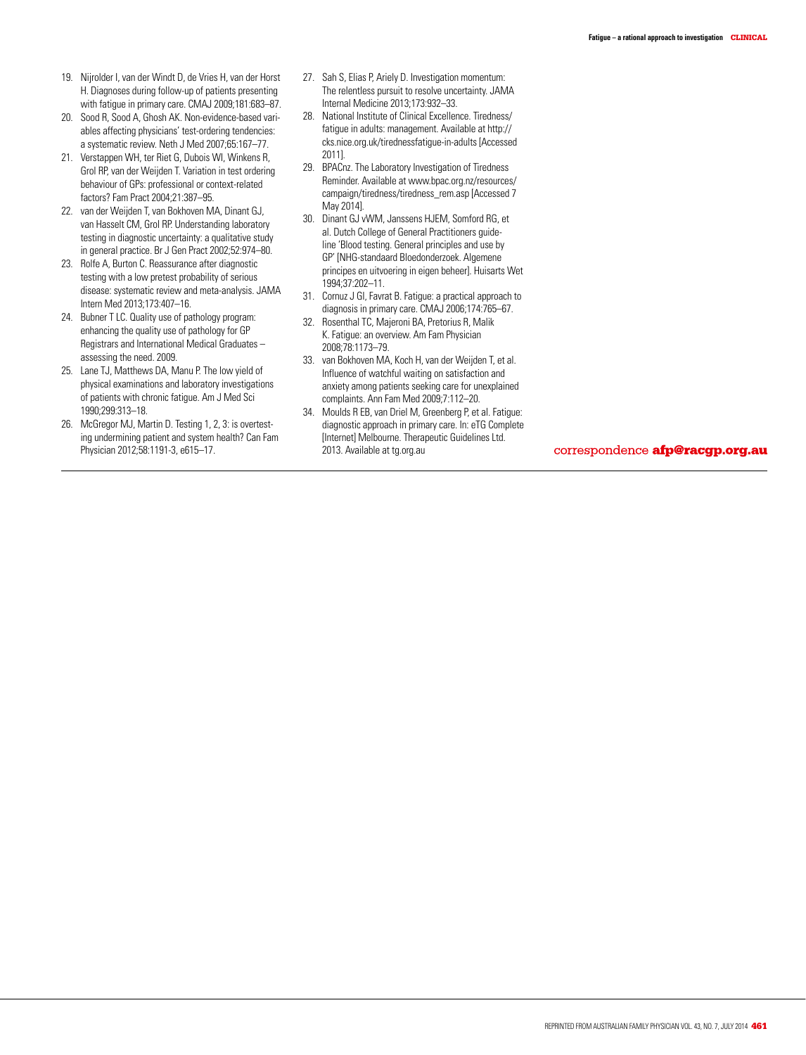19. Nijrolder I, van der Windt D, de Vries H, van der Horst H. Diagnoses during follow-up of patients presenting with fatigue in primary care. CMAJ 2009;181:683–87.
20. Sood R, Sood A, Ghosh AK. Non-evidence-based variables affecting physicians' test-ordering tendencies: a systematic review. Neth J Med 2007;65:167–77.
21. Verstappen WH, ter Riet G, Dubois WI, Winkens R, Grol RP, van der Weijden T. Variation in test ordering behaviour of GPs: professional or context-related factors? Fam Pract 2004;21:387–95.
22. van der Weijden T, van Bokhoven MA, Dinant GJ, van Hasselt CM, Grol RP. Understanding laboratory testing in diagnostic uncertainty: a qualitative study in general practice. Br J Gen Pract 2002;52:974–80.
23. Rolfe A, Burton C. Reassurance after diagnostic testing with a low pretest probability of serious disease: systematic review and meta-analysis. JAMA Intern Med 2013;173:407–16.
24. Bubner T LC. Quality use of pathology program: enhancing the quality use of pathology for GP Registrars and International Medical Graduates – assessing the need. 2009.
25. Lane TJ, Matthews DA, Manu P. The low yield of physical examinations and laboratory investigations of patients with chronic fatigue. Am J Med Sci 1990;299:313–18.
26. McGregor MJ, Martin D. Testing 1, 2, 3: is overtesting undermining patient and system health? Can Fam Physician 2012;58:1191-3, e615–17.
27. Sah S, Elias P, Ariely D. Investigation momentum: The relentless pursuit to resolve uncertainty. JAMA Internal Medicine 2013;173:932–33.
28. National Institute of Clinical Excellence. Tiredness/fatigue in adults: management. Available at http://cks.nice.org.uk/tirednessfatigue-in-adults [Accessed 2011].
29. BPACnz. The Laboratory Investigation of Tiredness Reminder. Available at www.bpac.org.nz/resources/campaign/tiredness/tiredness_rem.asp [Accessed 7 May 2014].
30. Dinant GJ vWM, Janssens HJEM, Somford RG, et al. Dutch College of General Practitioners guideline 'Blood testing. General principles and use by GP' [NHG-standaard Bloedonderzoek. Algemene principes en uitvoering in eigen beheer]. Huisarts Wet 1994;37:202–11.
31. Cornuz J GI, Favrat B. Fatigue: a practical approach to diagnosis in primary care. CMAJ 2006;174:765–67.
32. Rosenthal TC, Majeroni BA, Pretorius R, Malik K. Fatigue: an overview. Am Fam Physician 2008;78:1173–79.
33. van Bokhoven MA, Koch H, van der Weijden T, et al. Influence of watchful waiting on satisfaction and anxiety among patients seeking care for unexplained complaints. Ann Fam Med 2009;7:112–20.
34. Moulds R EB, van Driel M, Greenberg P, et al. Fatigue: diagnostic approach in primary care. In: eTG Complete [Internet] Melbourne. Therapeutic Guidelines Ltd. 2013. Available at tg.org.au

correspondence **afp@racgp.org.au**